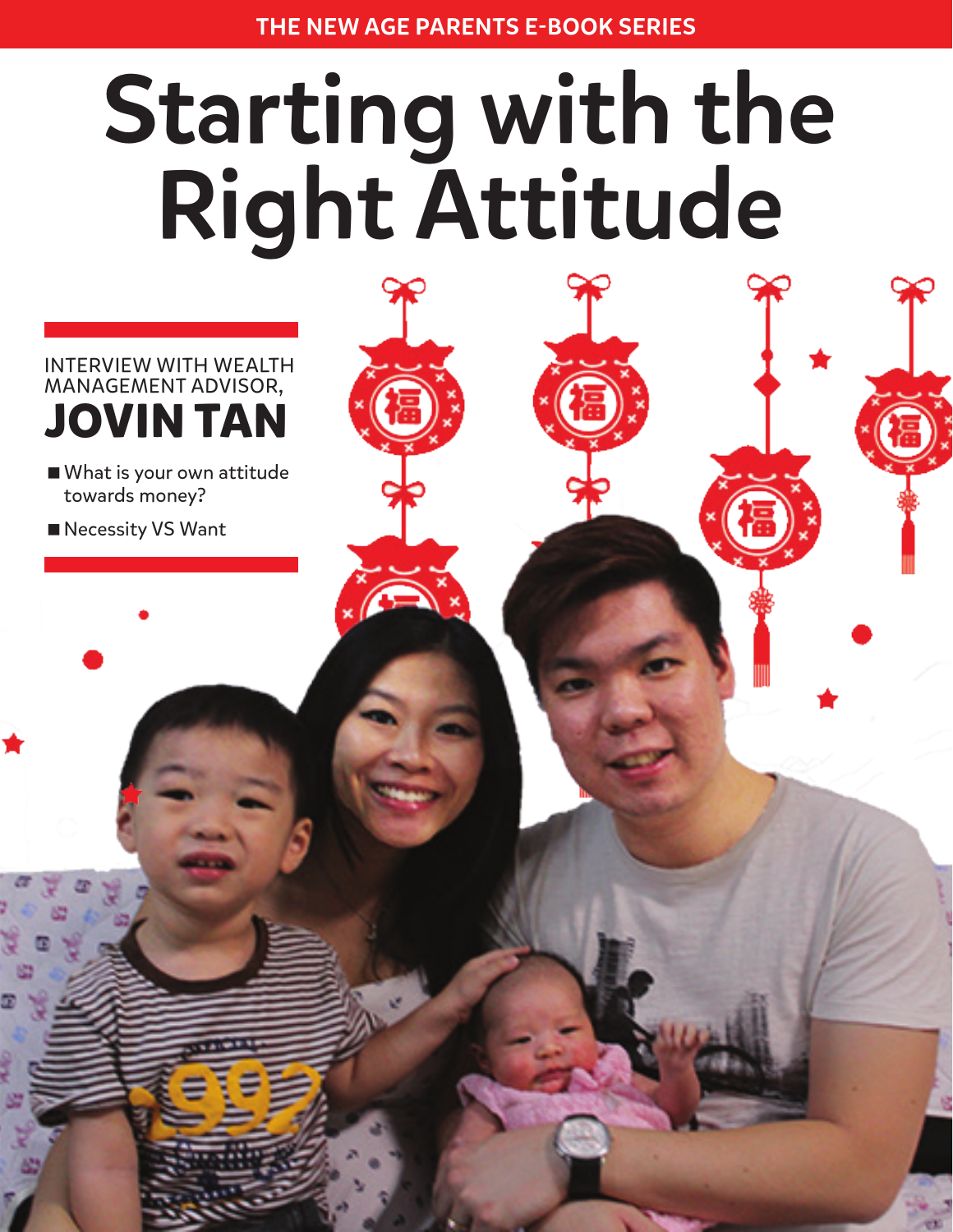THE NEW AGE PARENTS E-BOOK SERIES

# Starting with the Right Attitude

INTERVIEW WITH WEALTH MANAGEMENT ADVISOR,

## JOVIN TAN

- What is your own attitude towards money?
- Necessity VS Want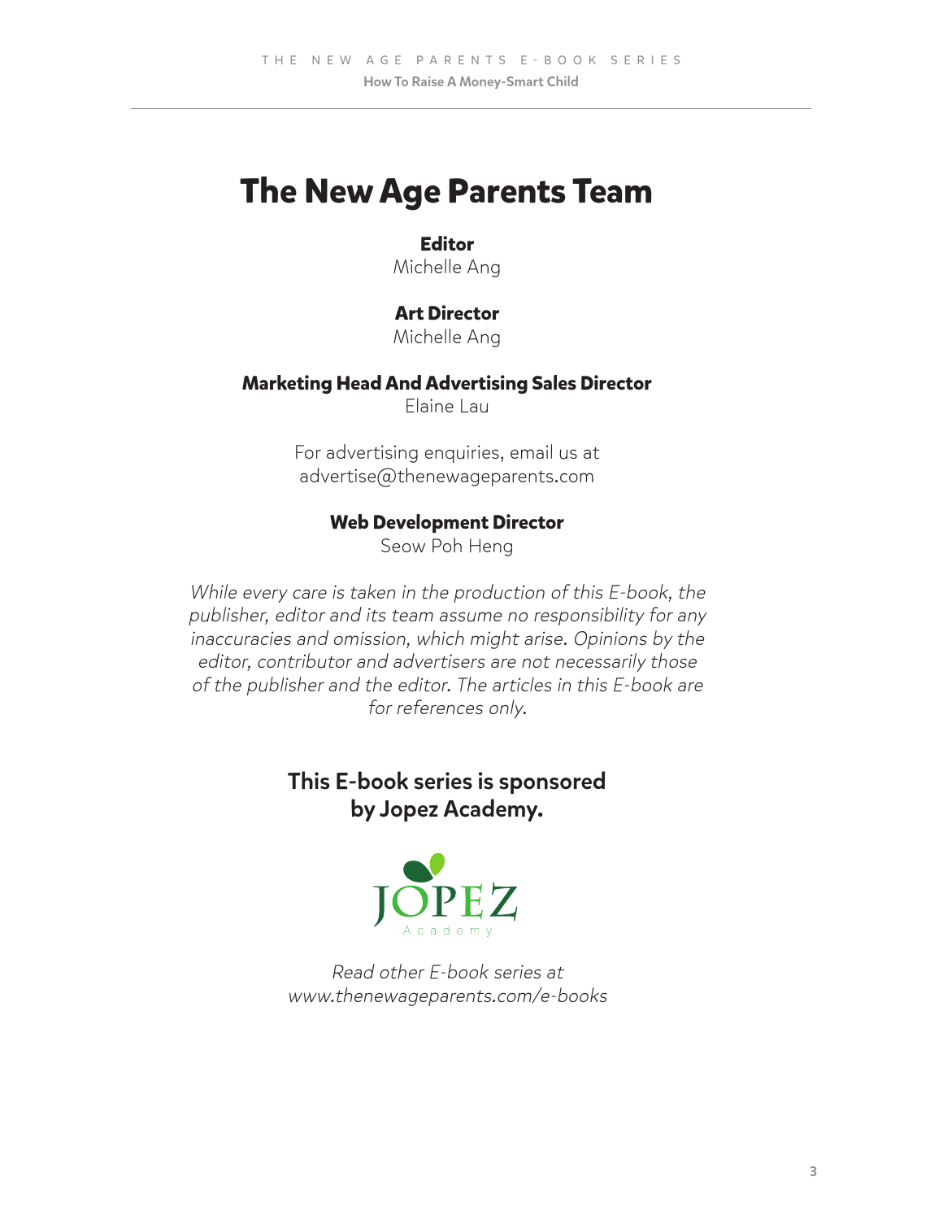# The New Age Parents Team

**Editor**
Michelle Ang

**Art Director**
Michelle Ang

**Marketing Head And Advertising Sales Director**
Elaine Lau

For advertising enquiries, email us at
advertise@thenewageparents.com

**Web Development Director**
Seow Poh Heng

*While every care is taken in the production of this E-book, the publisher, editor and its team assume no responsibility for any inaccuracies and omission, which might arise. Opinions by the editor, contributor and advertisers are not necessarily those of the publisher and the editor. The articles in this E-book are for references only.*

**This E-book series is sponsored by Jopez Academy.**

JOPEZ
Academy

*Read other E-book series at www.thenewageparents.com/e-books*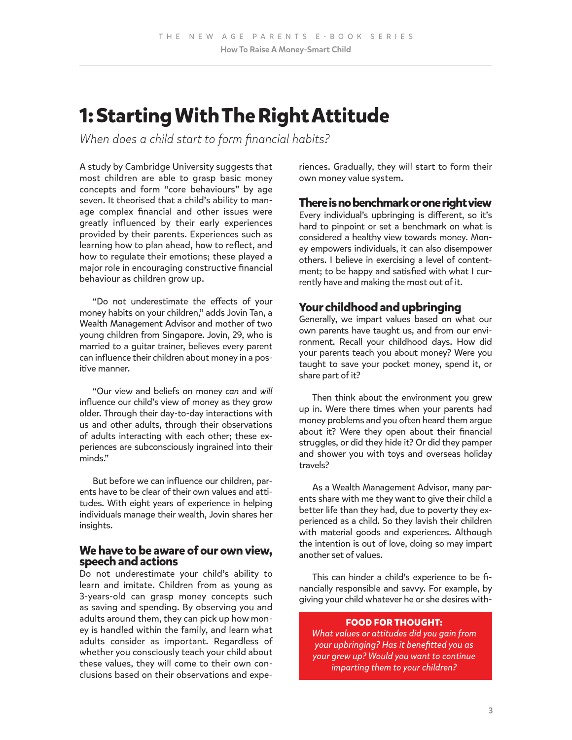# 1: Starting With The Right Attitude

*When does a child start to form financial habits?*

A study by Cambridge University suggests that most children are able to grasp basic money concepts and form "core behaviours" by age seven. It theorised that a child's ability to manage complex financial and other issues were greatly influenced by their early experiences provided by their parents. Experiences such as learning how to plan ahead, how to reflect, and how to regulate their emotions; these played a major role in encouraging constructive financial behaviour as children grow up.

"Do not underestimate the effects of your money habits on your children," adds Jovin Tan, a Wealth Management Advisor and mother of two young children from Singapore. Jovin, 29, who is married to a guitar trainer, believes every parent can influence their children about money in a positive manner.

"Our view and beliefs on money *can* and *will* influence our child's view of money as they grow older. Through their day-to-day interactions with us and other adults, through their observations of adults interacting with each other; these experiences are subconsciously ingrained into their minds."

But before we can influence our children, parents have to be clear of their own values and attitudes. With eight years of experience in helping individuals manage their wealth, Jovin shares her insights.

## We have to be aware of our own view, speech and actions

Do not underestimate your child's ability to learn and imitate. Children from as young as 3-years-old can grasp money concepts such as saving and spending. By observing you and adults around them, they can pick up how money is handled within the family, and learn what adults consider as important. Regardless of whether you consciously teach your child about these values, they will come to their own conclusions based on their observations and experiences. Gradually, they will start to form their own money value system.

## There is no benchmark or one right view

Every individual's upbringing is different, so it's hard to pinpoint or set a benchmark on what is considered a healthy view towards money. Money empowers individuals, it can also disempower others. I believe in exercising a level of contentment; to be happy and satisfied with what I currently have and making the most out of it.

## Your childhood and upbringing

Generally, we impart values based on what our own parents have taught us, and from our environment. Recall your childhood days. How did your parents teach you about money? Were you taught to save your pocket money, spend it, or share part of it?

Then think about the environment you grew up in. Were there times when your parents had money problems and you often heard them argue about it? Were they open about their financial struggles, or did they hide it? Or did they pamper and shower you with toys and overseas holiday travels?

As a Wealth Management Advisor, many parents share with me they want to give their child a better life than they had, due to poverty they experienced as a child. So they lavish their children with material goods and experiences. Although the intention is out of love, doing so may impart another set of values.

This can hinder a child's experience to be financially responsible and savvy. For example, by giving your child whatever he or she desires with-

**FOOD FOR THOUGHT:**

*What values or attitudes did you gain from your upbringing? Has it benefitted you as your grew up? Would you want to continue imparting them to your children?*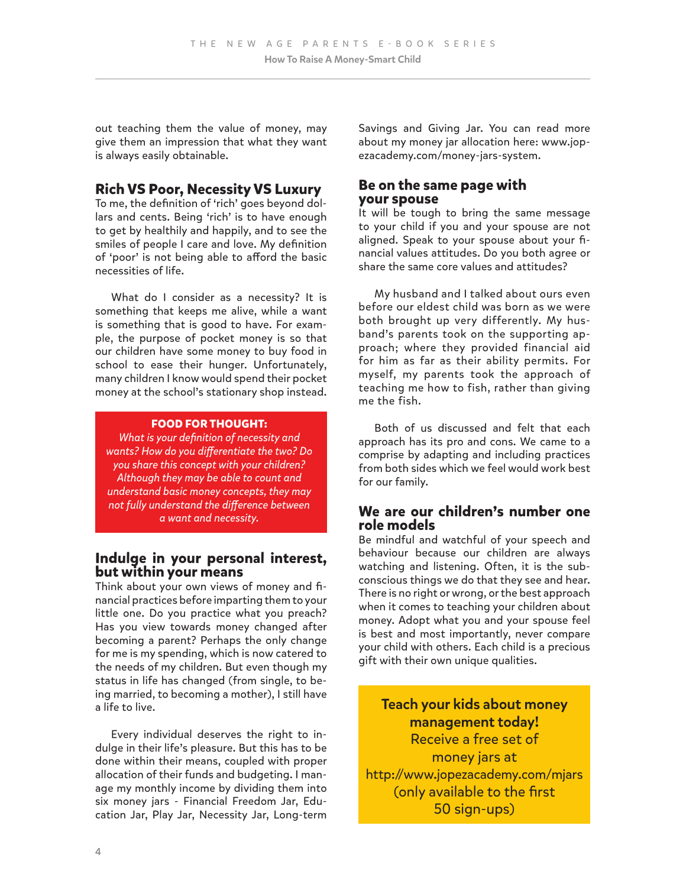out teaching them the value of money, may give them an impression that what they want is always easily obtainable.

## Rich VS Poor, Necessity VS Luxury

To me, the definition of 'rich' goes beyond dollars and cents. Being 'rich' is to have enough to get by healthily and happily, and to see the smiles of people I care and love. My definition of 'poor' is not being able to afford the basic necessities of life.

What do I consider as a necessity? It is something that keeps me alive, while a want is something that is good to have. For example, the purpose of pocket money is so that our children have some money to buy food in school to ease their hunger. Unfortunately, many children I know would spend their pocket money at the school's stationary shop instead.

**FOOD FOR THOUGHT:**

*What is your definition of necessity and wants? How do you differentiate the two? Do you share this concept with your children? Although they may be able to count and understand basic money concepts, they may not fully understand the difference between a want and necessity.*

## Indulge in your personal interest, but within your means

Think about your own views of money and financial practices before imparting them to your little one. Do you practice what you preach? Has you view towards money changed after becoming a parent? Perhaps the only change for me is my spending, which is now catered to the needs of my children. But even though my status in life has changed (from single, to being married, to becoming a mother), I still have a life to live.

Every individual deserves the right to indulge in their life's pleasure. But this has to be done within their means, coupled with proper allocation of their funds and budgeting. I manage my monthly income by dividing them into six money jars - Financial Freedom Jar, Education Jar, Play Jar, Necessity Jar, Long-term Savings and Giving Jar. You can read more about my money jar allocation here: www.jopezacademy.com/money-jars-system.

## Be on the same page with your spouse

It will be tough to bring the same message to your child if you and your spouse are not aligned. Speak to your spouse about your financial values attitudes. Do you both agree or share the same core values and attitudes?

My husband and I talked about ours even before our eldest child was born as we were both brought up very differently. My husband's parents took on the supporting approach; where they provided financial aid for him as far as their ability permits. For myself, my parents took the approach of teaching me how to fish, rather than giving me the fish.

Both of us discussed and felt that each approach has its pro and cons. We came to a comprise by adapting and including practices from both sides which we feel would work best for our family.

## We are our children's number one role models

Be mindful and watchful of your speech and behaviour because our children are always watching and listening. Often, it is the subconscious things we do that they see and hear. There is no right or wrong, or the best approach when it comes to teaching your children about money. Adopt what you and your spouse feel is best and most importantly, never compare your child with others. Each child is a precious gift with their own unique qualities.

**Teach your kids about money management today!**
Receive a free set of money jars at http://www.jopezacademy.com/mjars (only available to the first 50 sign-ups)